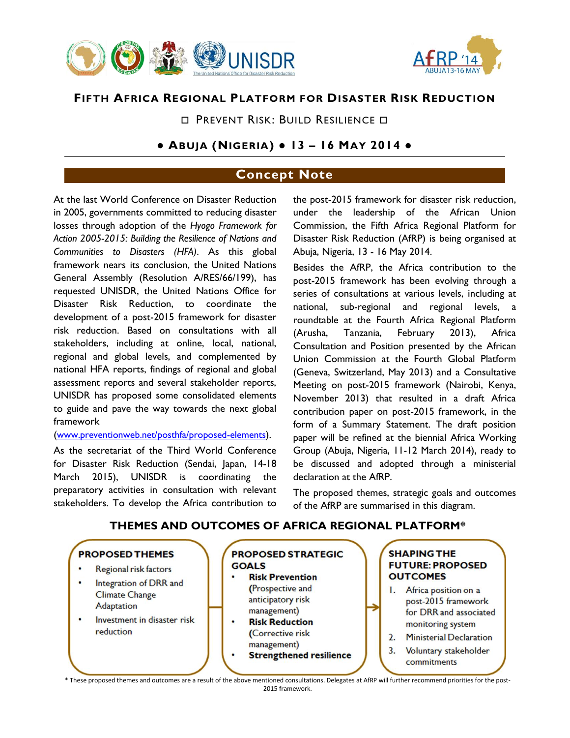# Fifth Africa Regional Platform for Disaster Risk Reduction

◻ Prevent Risk: Build Resilience ◻

**● Abuja (Nigeria) ● 13 – 16 May 2014 ●**

## Concept Note

At the last World Conference on Disaster Reduction in 2005, governments committed to reducing disaster losses through adoption of the *Hyogo Framework for Action 2005-2015: Building the Resilience of Nations and Communities to Disasters (HFA)*. As this global framework nears its conclusion, the United Nations General Assembly (Resolution A/RES/66/199), has requested UNISDR, the United Nations Office for Disaster Risk Reduction, to coordinate the development of a post-2015 framework for disaster risk reduction. Based on consultations with all stakeholders, including at online, local, national, regional and global levels, and complemented by national HFA reports, findings of regional and global assessment reports and several stakeholder reports, UNISDR has proposed some consolidated elements to guide and pave the way towards the next global framework (www.preventionweb.net/posthfa/proposed-elements).

As the secretariat of the Third World Conference for Disaster Risk Reduction (Sendai, Japan, 14-18 March 2015), UNISDR is coordinating the preparatory activities in consultation with relevant stakeholders. To develop the Africa contribution to the post-2015 framework for disaster risk reduction, under the leadership of the African Union Commission, the Fifth Africa Regional Platform for Disaster Risk Reduction (AfRP) is being organised at Abuja, Nigeria, 13 - 16 May 2014.

Besides the AfRP, the Africa contribution to the post-2015 framework has been evolving through a series of consultations at various levels, including at national, sub-regional and regional levels, a roundtable at the Fourth Africa Regional Platform (Arusha, Tanzania, February 2013), Africa Consultation and Position presented by the African Union Commission at the Fourth Global Platform (Geneva, Switzerland, May 2013) and a Consultative Meeting on post-2015 framework (Nairobi, Kenya, November 2013) that resulted in a draft Africa contribution paper on post-2015 framework, in the form of a Summary Statement. The draft position paper will be refined at the biennial Africa Working Group (Abuja, Nigeria, 11-12 March 2014), ready to be discussed and adopted through a ministerial declaration at the AfRP.

The proposed themes, strategic goals and outcomes of the AfRP are summarised in this diagram.

### THEMES AND OUTCOMES OF AFRICA REGIONAL PLATFORM*

**PROPOSED THEMES**

- Regional risk factors
- Integration of DRR and Climate Change Adaptation
- Investment in disaster risk reduction

**PROPOSED STRATEGIC GOALS**

- **Risk Prevention** (Prospective and anticipatory risk management)
- **Risk Reduction** (Corrective risk management)
- **Strengthened resilience**

**SHAPING THE FUTURE: PROPOSED OUTCOMES**

1. Africa position on a post-2015 framework for DRR and associated monitoring system
2. Ministerial Declaration
3. Voluntary stakeholder commitments

\* These proposed themes and outcomes are a result of the above mentioned consultations. Delegates at AfRP will further recommend priorities for the post-2015 framework.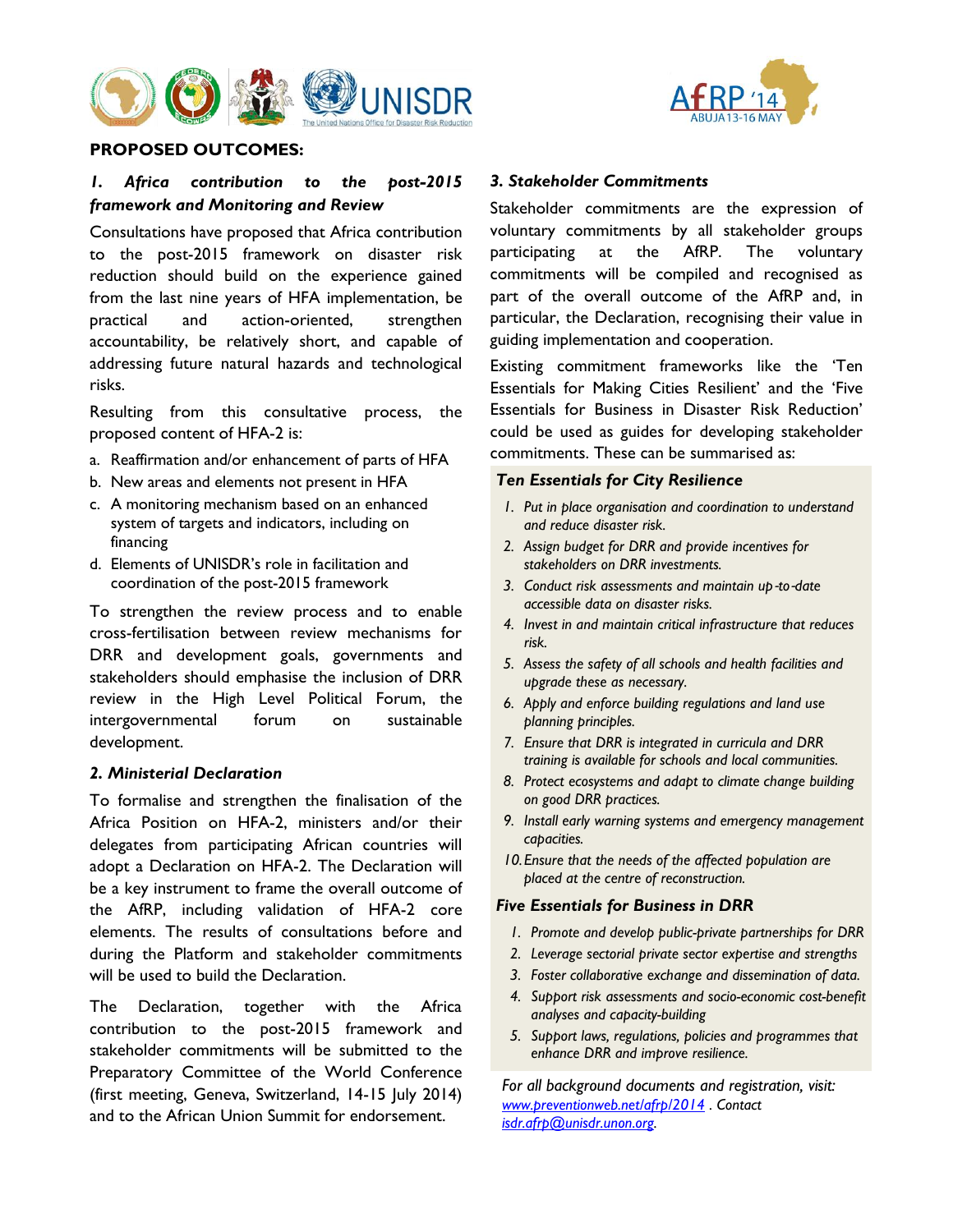**PROPOSED OUTCOMES:**

### *1. Africa contribution to the post-2015 framework and Monitoring and Review*

Consultations have proposed that Africa contribution to the post-2015 framework on disaster risk reduction should build on the experience gained from the last nine years of HFA implementation, be practical and action-oriented, strengthen accountability, be relatively short, and capable of addressing future natural hazards and technological risks.

Resulting from this consultative process, the proposed content of HFA-2 is:

a. Reaffirmation and/or enhancement of parts of HFA
b. New areas and elements not present in HFA
c. A monitoring mechanism based on an enhanced system of targets and indicators, including on financing
d. Elements of UNISDR's role in facilitation and coordination of the post-2015 framework

To strengthen the review process and to enable cross-fertilisation between review mechanisms for DRR and development goals, governments and stakeholders should emphasise the inclusion of DRR review in the High Level Political Forum, the intergovernmental forum on sustainable development.

### *2. Ministerial Declaration*

To formalise and strengthen the finalisation of the Africa Position on HFA-2, ministers and/or their delegates from participating African countries will adopt a Declaration on HFA-2. The Declaration will be a key instrument to frame the overall outcome of the AfRP, including validation of HFA-2 core elements. The results of consultations before and during the Platform and stakeholder commitments will be used to build the Declaration.

The Declaration, together with the Africa contribution to the post-2015 framework and stakeholder commitments will be submitted to the Preparatory Committee of the World Conference (first meeting, Geneva, Switzerland, 14-15 July 2014) and to the African Union Summit for endorsement.

### *3. Stakeholder Commitments*

Stakeholder commitments are the expression of voluntary commitments by all stakeholder groups participating at the AfRP. The voluntary commitments will be compiled and recognised as part of the overall outcome of the AfRP and, in particular, the Declaration, recognising their value in guiding implementation and cooperation.

Existing commitment frameworks like the 'Ten Essentials for Making Cities Resilient' and the 'Five Essentials for Business in Disaster Risk Reduction' could be used as guides for developing stakeholder commitments. These can be summarised as:

#### *Ten Essentials for City Resilience*

1. *Put in place organisation and coordination to understand and reduce disaster risk.*
2. *Assign budget for DRR and provide incentives for stakeholders on DRR investments.*
3. *Conduct risk assessments and maintain up-to-date accessible data on disaster risks.*
4. *Invest in and maintain critical infrastructure that reduces risk.*
5. *Assess the safety of all schools and health facilities and upgrade these as necessary.*
6. *Apply and enforce building regulations and land use planning principles.*
7. *Ensure that DRR is integrated in curricula and DRR training is available for schools and local communities.*
8. *Protect ecosystems and adapt to climate change building on good DRR practices.*
9. *Install early warning systems and emergency management capacities.*
10. *Ensure that the needs of the affected population are placed at the centre of reconstruction.*

#### *Five Essentials for Business in DRR*

1. *Promote and develop public-private partnerships for DRR*
2. *Leverage sectorial private sector expertise and strengths*
3. *Foster collaborative exchange and dissemination of data.*
4. *Support risk assessments and socio-economic cost-benefit analyses and capacity-building*
5. *Support laws, regulations, policies and programmes that enhance DRR and improve resilience.*

*For all background documents and registration, visit: www.preventionweb.net/afrp/2014 . Contact isdr.afrp@unisdr.unon.org.*